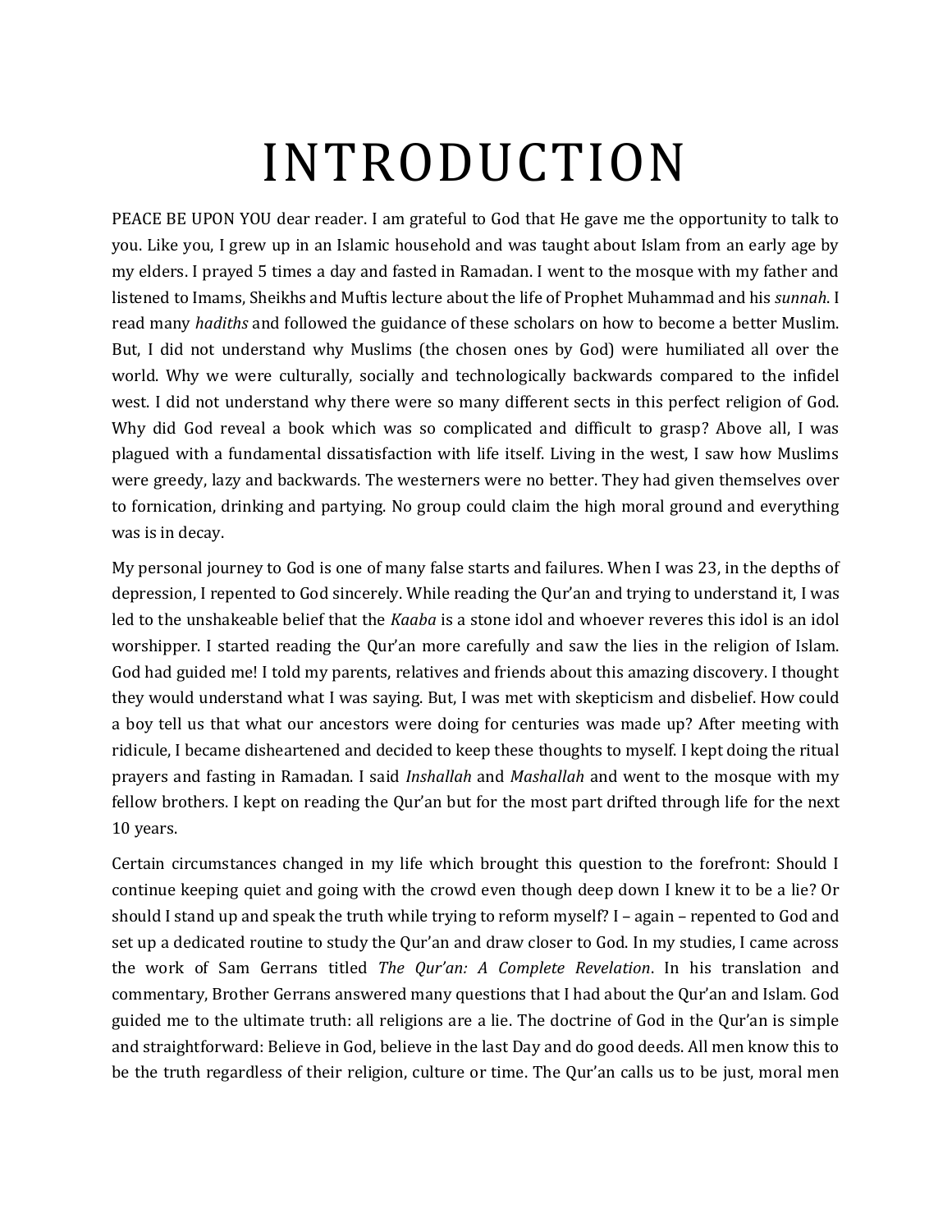# INTRODUCTION

PEACE BE UPON YOU dear reader. I am grateful to God that He gave me the opportunity to talk to you. Like you, I grew up in an Islamic household and was taught about Islam from an early age by my elders. I prayed 5 times a day and fasted in Ramadan. I went to the mosque with my father and listened to Imams, Sheikhs and Muftis lecture about the life of Prophet Muhammad and his *sunnah*. I read many *hadiths* and followed the guidance of these scholars on how to become a better Muslim. But, I did not understand why Muslims (the chosen ones by God) were humiliated all over the world. Why we were culturally, socially and technologically backwards compared to the infidel west. I did not understand why there were so many different sects in this perfect religion of God. Why did God reveal a book which was so complicated and difficult to grasp? Above all, I was plagued with a fundamental dissatisfaction with life itself. Living in the west, I saw how Muslims were greedy, lazy and backwards. The westerners were no better. They had given themselves over to fornication, drinking and partying. No group could claim the high moral ground and everything was is in decay.

My personal journey to God is one of many false starts and failures. When I was 23, in the depths of depression, I repented to God sincerely. While reading the Qur'an and trying to understand it, I was led to the unshakeable belief that the *Kaaba* is a stone idol and whoever reveres this idol is an idol worshipper. I started reading the Qur'an more carefully and saw the lies in the religion of Islam. God had guided me! I told my parents, relatives and friends about this amazing discovery. I thought they would understand what I was saying. But, I was met with skepticism and disbelief. How could a boy tell us that what our ancestors were doing for centuries was made up? After meeting with ridicule, I became disheartened and decided to keep these thoughts to myself. I kept doing the ritual prayers and fasting in Ramadan. I said *Inshallah* and *Mashallah* and went to the mosque with my fellow brothers. I kept on reading the Qur'an but for the most part drifted through life for the next 10 years.

Certain circumstances changed in my life which brought this question to the forefront: Should I continue keeping quiet and going with the crowd even though deep down I knew it to be a lie? Or should I stand up and speak the truth while trying to reform myself? I – again – repented to God and set up a dedicated routine to study the Qur'an and draw closer to God. In my studies, I came across the work of Sam Gerrans titled *The Qur'an: A Complete Revelation*. In his translation and commentary, Brother Gerrans answered many questions that I had about the Qur'an and Islam. God guided me to the ultimate truth: all religions are a lie. The doctrine of God in the Qur'an is simple and straightforward: Believe in God, believe in the last Day and do good deeds. All men know this to be the truth regardless of their religion, culture or time. The Qur'an calls us to be just, moral men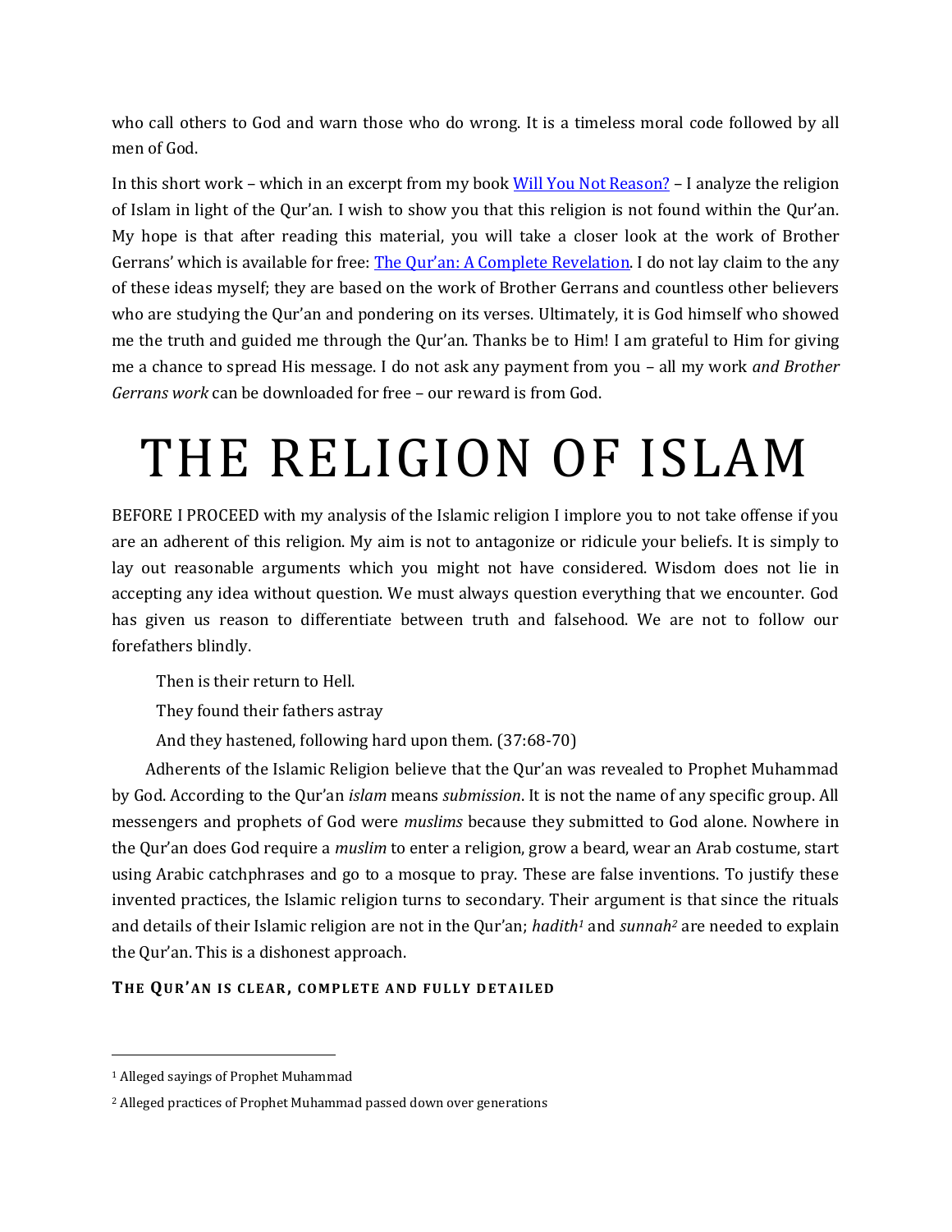who call others to God and warn those who do wrong. It is a timeless moral code followed by all men of God.

In this short work – which in an excerpt from my book [Will You Not Reason?]() – I analyze the religion of Islam in light of the Qur'an. I wish to show you that this religion is not found within the Qur'an. My hope is that after reading this material, you will take a closer look at the work of Brother Gerrans' which is available for free: [The Qur'an: A Complete Revelation](). I do not lay claim to the any of these ideas myself; they are based on the work of Brother Gerrans and countless other believers who are studying the Qur'an and pondering on its verses. Ultimately, it is God himself who showed me the truth and guided me through the Qur'an. Thanks be to Him! I am grateful to Him for giving me a chance to spread His message. I do not ask any payment from you – all my work *and Brother Gerrans work* can be downloaded for free – our reward is from God.

# THE RELIGION OF ISLAM

BEFORE I PROCEED with my analysis of the Islamic religion I implore you to not take offense if you are an adherent of this religion. My aim is not to antagonize or ridicule your beliefs. It is simply to lay out reasonable arguments which you might not have considered. Wisdom does not lie in accepting any idea without question. We must always question everything that we encounter. God has given us reason to differentiate between truth and falsehood. We are not to follow our forefathers blindly.

> Then is their return to Hell.
> They found their fathers astray
> And they hastened, following hard upon them. (37:68-70)

Adherents of the Islamic Religion believe that the Qur'an was revealed to Prophet Muhammad by God. According to the Qur'an *islam* means *submission*. It is not the name of any specific group. All messengers and prophets of God were *muslims* because they submitted to God alone. Nowhere in the Qur'an does God require a *muslim* to enter a religion, grow a beard, wear an Arab costume, start using Arabic catchphrases and go to a mosque to pray. These are false inventions. To justify these invented practices, the Islamic religion turns to secondary. Their argument is that since the rituals and details of their Islamic religion are not in the Qur'an; *hadith*[1] and *sunnah*[2] are needed to explain the Qur'an. This is a dishonest approach.

**THE QUR'AN IS CLEAR, COMPLETE AND FULLY DETAILED**

---

[1] Alleged sayings of Prophet Muhammad

[2] Alleged practices of Prophet Muhammad passed down over generations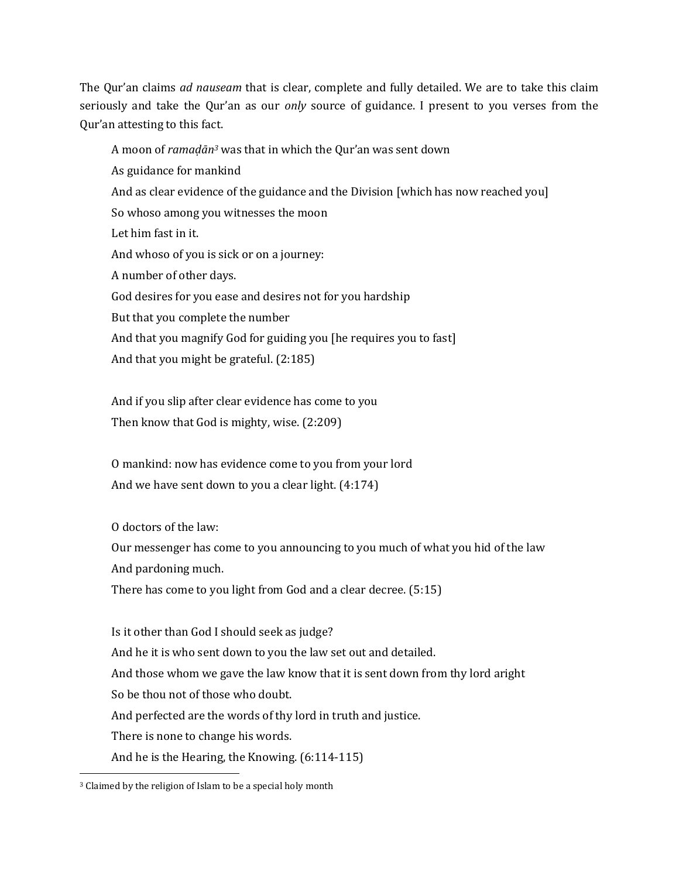The Qur'an claims *ad nauseam* that is clear, complete and fully detailed. We are to take this claim seriously and take the Qur'an as our *only* source of guidance. I present to you verses from the Qur'an attesting to this fact.

> A moon of *ramaḍān*[3] was that in which the Qur'an was sent down
> As guidance for mankind
> And as clear evidence of the guidance and the Division [which has now reached you]
> So whoso among you witnesses the moon
> Let him fast in it.
> And whoso of you is sick or on a journey:
> A number of other days.
> God desires for you ease and desires not for you hardship
> But that you complete the number
> And that you magnify God for guiding you [he requires you to fast]
> And that you might be grateful. (2:185)

> And if you slip after clear evidence has come to you
> Then know that God is mighty, wise. (2:209)

> O mankind: now has evidence come to you from your lord
> And we have sent down to you a clear light. (4:174)

> O doctors of the law:
> Our messenger has come to you announcing to you much of what you hid of the law
> And pardoning much.
> There has come to you light from God and a clear decree. (5:15)

> Is it other than God I should seek as judge?
> And he it is who sent down to you the law set out and detailed.
> And those whom we gave the law know that it is sent down from thy lord aright
> So be thou not of those who doubt.
> And perfected are the words of thy lord in truth and justice.
> There is none to change his words.
> And he is the Hearing, the Knowing. (6:114-115)

---

[3] Claimed by the religion of Islam to be a special holy month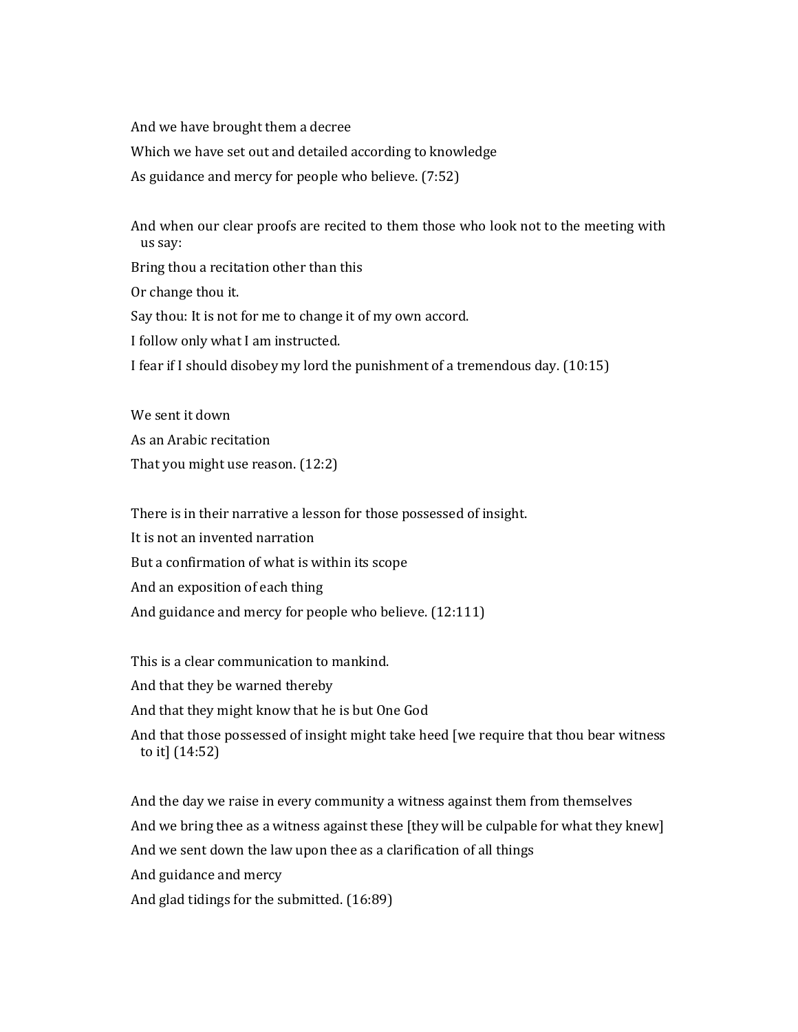And we have brought them a decree

Which we have set out and detailed according to knowledge

As guidance and mercy for people who believe. (7:52)

And when our clear proofs are recited to them those who look not to the meeting with us say:

Bring thou a recitation other than this

Or change thou it.

Say thou: It is not for me to change it of my own accord.

I follow only what I am instructed.

I fear if I should disobey my lord the punishment of a tremendous day. (10:15)

We sent it down

As an Arabic recitation

That you might use reason. (12:2)

There is in their narrative a lesson for those possessed of insight.

It is not an invented narration

But a confirmation of what is within its scope

And an exposition of each thing

And guidance and mercy for people who believe. (12:111)

This is a clear communication to mankind.

And that they be warned thereby

And that they might know that he is but One God

And that those possessed of insight might take heed [we require that thou bear witness to it] (14:52)

And the day we raise in every community a witness against them from themselves

And we bring thee as a witness against these [they will be culpable for what they knew]

And we sent down the law upon thee as a clarification of all things

And guidance and mercy

And glad tidings for the submitted. (16:89)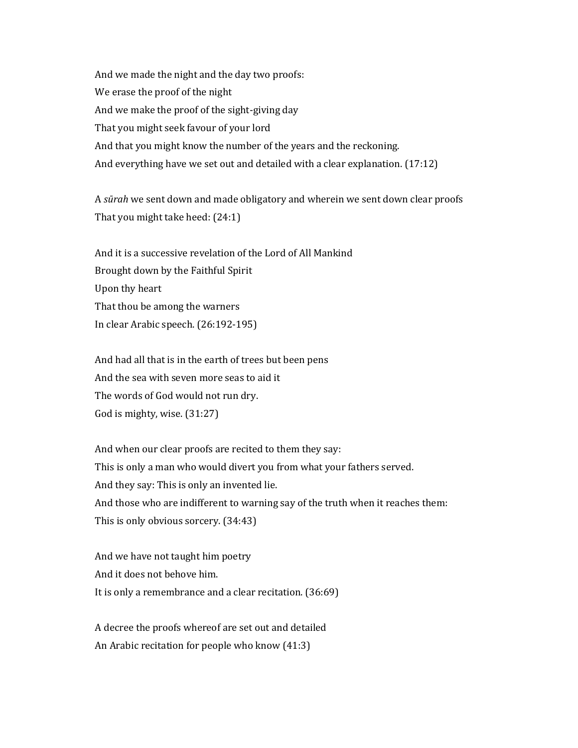And we made the night and the day two proofs:  
We erase the proof of the night  
And we make the proof of the sight-giving day  
That you might seek favour of your lord  
And that you might know the number of the years and the reckoning.  
And everything have we set out and detailed with a clear explanation. (17:12)

A *sūrah* we sent down and made obligatory and wherein we sent down clear proofs  
That you might take heed: (24:1)

And it is a successive revelation of the Lord of All Mankind  
Brought down by the Faithful Spirit  
Upon thy heart  
That thou be among the warners  
In clear Arabic speech. (26:192-195)

And had all that is in the earth of trees but been pens  
And the sea with seven more seas to aid it  
The words of God would not run dry.  
God is mighty, wise. (31:27)

And when our clear proofs are recited to them they say:  
This is only a man who would divert you from what your fathers served.  
And they say: This is only an invented lie.  
And those who are indifferent to warning say of the truth when it reaches them:  
This is only obvious sorcery. (34:43)

And we have not taught him poetry  
And it does not behove him.  
It is only a remembrance and a clear recitation. (36:69)

A decree the proofs whereof are set out and detailed  
An Arabic recitation for people who know (41:3)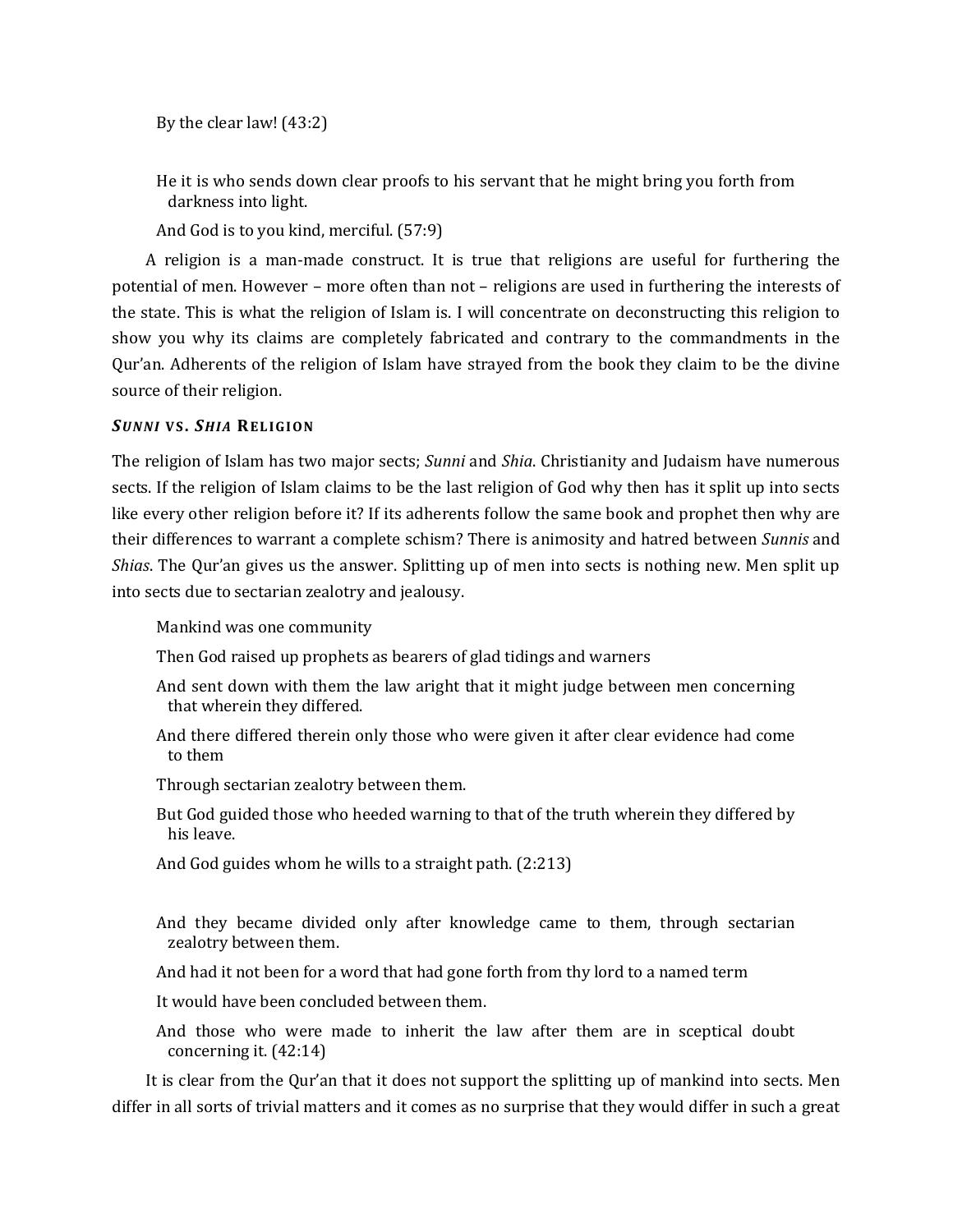> By the clear law! (43:2)

> He it is who sends down clear proofs to his servant that he might bring you forth from darkness into light.
>
> And God is to you kind, merciful. (57:9)

A religion is a man-made construct. It is true that religions are useful for furthering the potential of men. However – more often than not – religions are used in furthering the interests of the state. This is what the religion of Islam is. I will concentrate on deconstructing this religion to show you why its claims are completely fabricated and contrary to the commandments in the Qur'an. Adherents of the religion of Islam have strayed from the book they claim to be the divine source of their religion.

### ***SUNNI* VS. *SHIA* RELIGION**

The religion of Islam has two major sects; *Sunni* and *Shia*. Christianity and Judaism have numerous sects. If the religion of Islam claims to be the last religion of God why then has it split up into sects like every other religion before it? If its adherents follow the same book and prophet then why are their differences to warrant a complete schism? There is animosity and hatred between *Sunnis* and *Shias*. The Qur'an gives us the answer. Splitting up of men into sects is nothing new. Men split up into sects due to sectarian zealotry and jealousy.

> Mankind was one community
>
> Then God raised up prophets as bearers of glad tidings and warners
>
> And sent down with them the law aright that it might judge between men concerning that wherein they differed.
>
> And there differed therein only those who were given it after clear evidence had come to them
>
> Through sectarian zealotry between them.
>
> But God guided those who heeded warning to that of the truth wherein they differed by his leave.
>
> And God guides whom he wills to a straight path. (2:213)

> And they became divided only after knowledge came to them, through sectarian zealotry between them.
>
> And had it not been for a word that had gone forth from thy lord to a named term
>
> It would have been concluded between them.
>
> And those who were made to inherit the law after them are in sceptical doubt concerning it. (42:14)

It is clear from the Qur'an that it does not support the splitting up of mankind into sects. Men differ in all sorts of trivial matters and it comes as no surprise that they would differ in such a great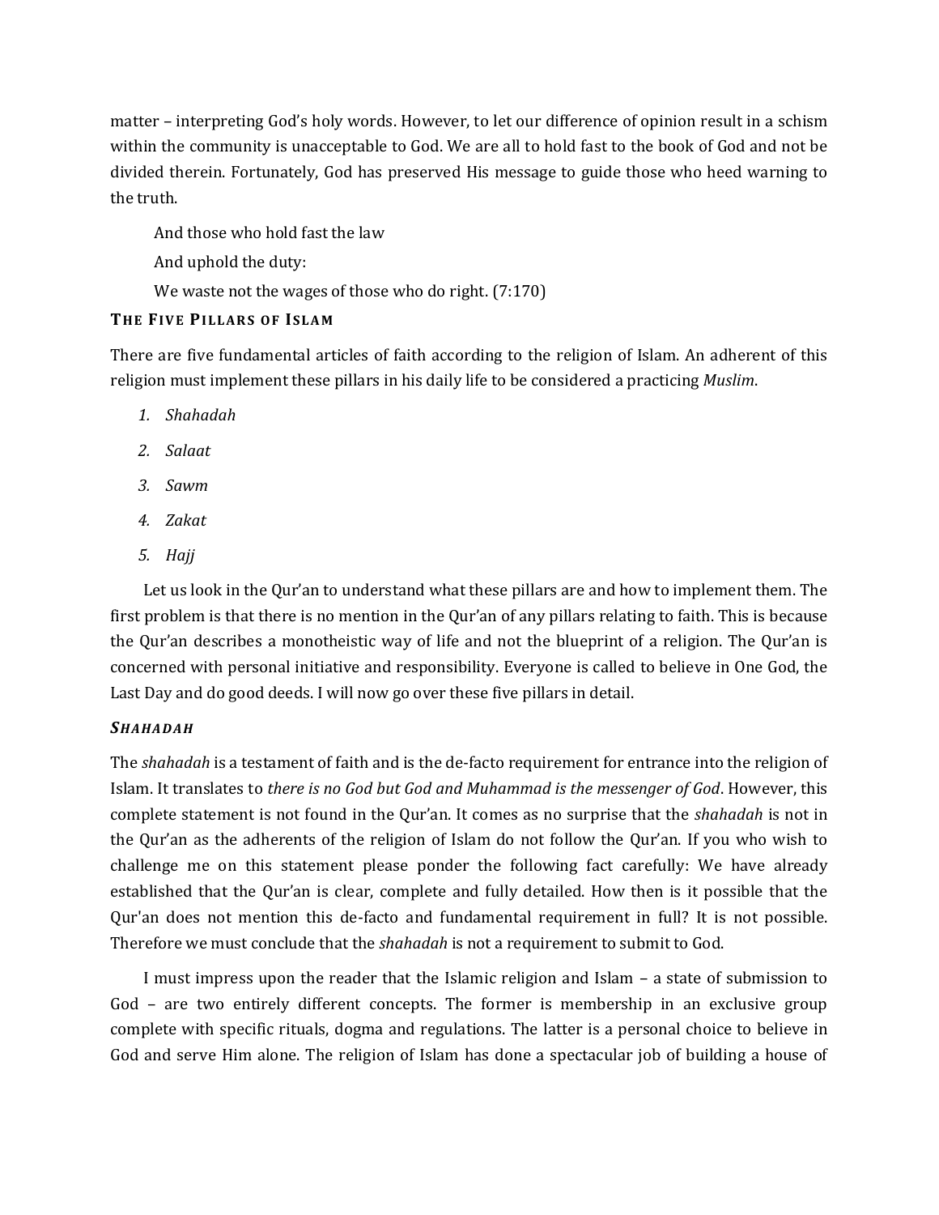matter – interpreting God's holy words. However, to let our difference of opinion result in a schism within the community is unacceptable to God. We are all to hold fast to the book of God and not be divided therein. Fortunately, God has preserved His message to guide those who heed warning to the truth.

> And those who hold fast the law
>
> And uphold the duty:
>
> We waste not the wages of those who do right. (7:170)

### THE FIVE PILLARS OF ISLAM

There are five fundamental articles of faith according to the religion of Islam. An adherent of this religion must implement these pillars in his daily life to be considered a practicing *Muslim*.

1. *Shahadah*
2. *Salaat*
3. *Sawm*
4. *Zakat*
5. *Hajj*

Let us look in the Qur'an to understand what these pillars are and how to implement them. The first problem is that there is no mention in the Qur'an of any pillars relating to faith. This is because the Qur'an describes a monotheistic way of life and not the blueprint of a religion. The Qur'an is concerned with personal initiative and responsibility. Everyone is called to believe in One God, the Last Day and do good deeds. I will now go over these five pillars in detail.

#### *SHAHADAH*

The *shahadah* is a testament of faith and is the de-facto requirement for entrance into the religion of Islam. It translates to *there is no God but God and Muhammad is the messenger of God*. However, this complete statement is not found in the Qur'an. It comes as no surprise that the *shahadah* is not in the Qur'an as the adherents of the religion of Islam do not follow the Qur'an. If you who wish to challenge me on this statement please ponder the following fact carefully: We have already established that the Qur'an is clear, complete and fully detailed. How then is it possible that the Qur'an does not mention this de-facto and fundamental requirement in full? It is not possible. Therefore we must conclude that the *shahadah* is not a requirement to submit to God.

I must impress upon the reader that the Islamic religion and Islam – a state of submission to God – are two entirely different concepts. The former is membership in an exclusive group complete with specific rituals, dogma and regulations. The latter is a personal choice to believe in God and serve Him alone. The religion of Islam has done a spectacular job of building a house of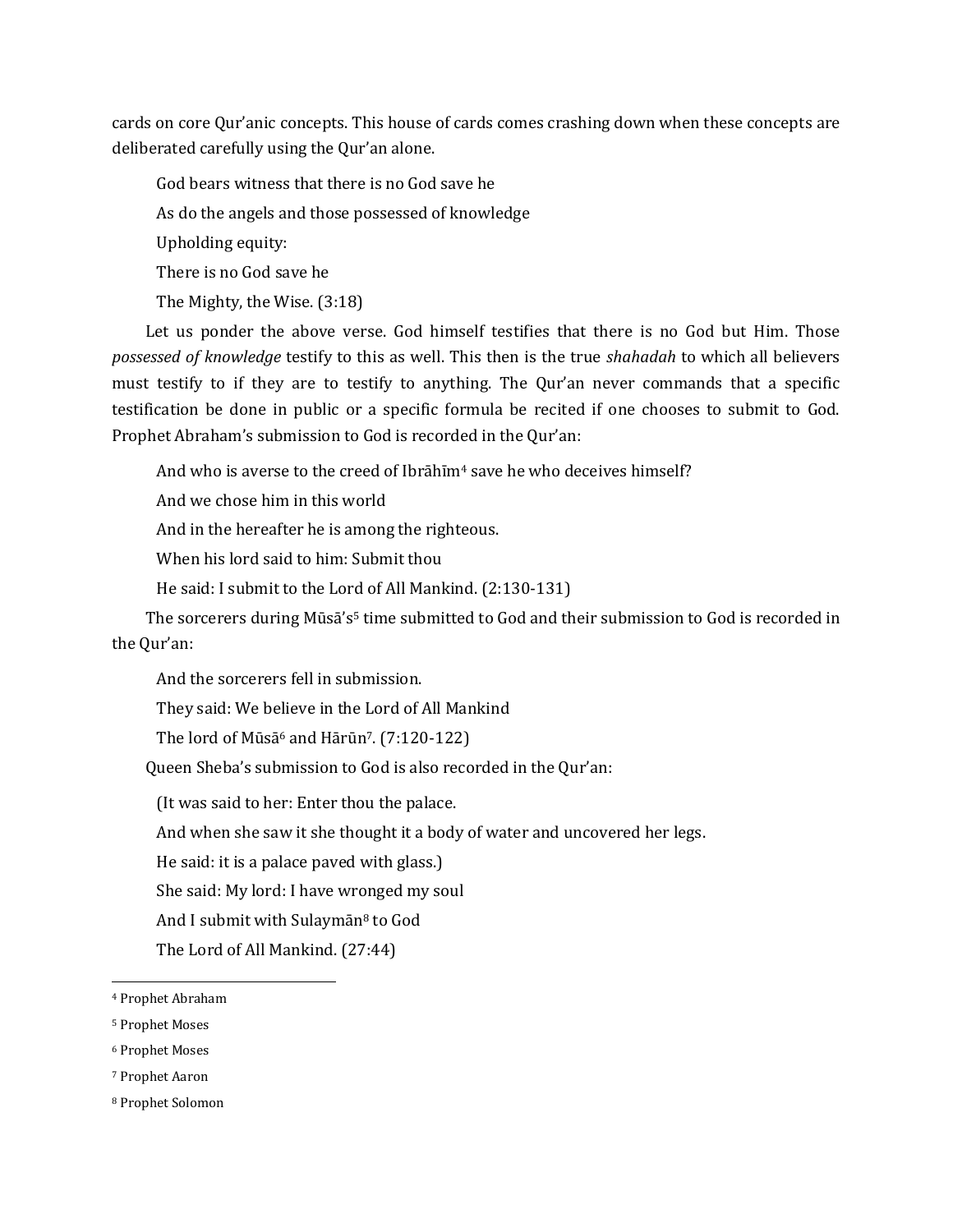cards on core Qur'anic concepts. This house of cards comes crashing down when these concepts are deliberated carefully using the Qur'an alone.

> God bears witness that there is no God save he
>
> As do the angels and those possessed of knowledge
>
> Upholding equity:
>
> There is no God save he
>
> The Mighty, the Wise. (3:18)

Let us ponder the above verse. God himself testifies that there is no God but Him. Those *possessed of knowledge* testify to this as well. This then is the true *shahadah* to which all believers must testify to if they are to testify to anything. The Qur'an never commands that a specific testification be done in public or a specific formula be recited if one chooses to submit to God. Prophet Abraham's submission to God is recorded in the Qur'an:

> And who is averse to the creed of Ibrāhīm[4] save he who deceives himself?
>
> And we chose him in this world
>
> And in the hereafter he is among the righteous.
>
> When his lord said to him: Submit thou
>
> He said: I submit to the Lord of All Mankind. (2:130-131)

The sorcerers during Mūsā's[5] time submitted to God and their submission to God is recorded in the Qur'an:

> And the sorcerers fell in submission.
>
> They said: We believe in the Lord of All Mankind
>
> The lord of Mūsā[6] and Hārūn[7]. (7:120-122)

Queen Sheba's submission to God is also recorded in the Qur'an:

> (It was said to her: Enter thou the palace.
>
> And when she saw it she thought it a body of water and uncovered her legs.
>
> He said: it is a palace paved with glass.)
>
> She said: My lord: I have wronged my soul
>
> And I submit with Sulaymān[8] to God
>
> The Lord of All Mankind. (27:44)

---

[4] Prophet Abraham

[5] Prophet Moses

[6] Prophet Moses

[7] Prophet Aaron

[8] Prophet Solomon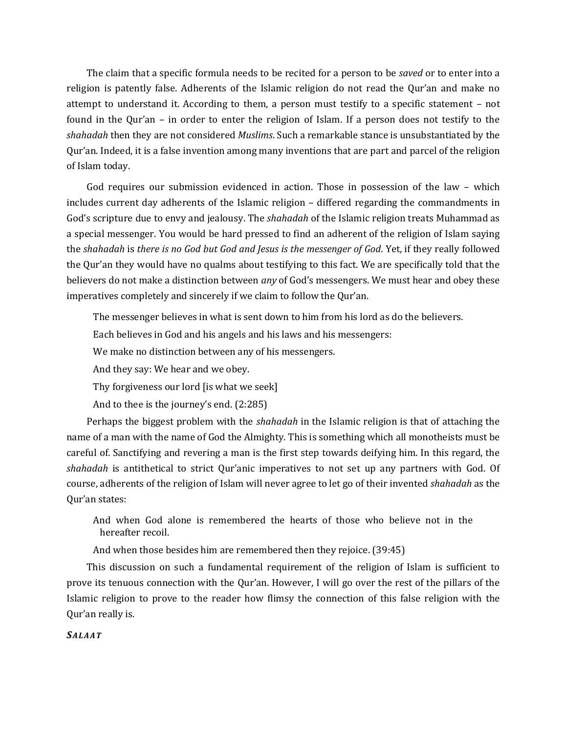The claim that a specific formula needs to be recited for a person to be *saved* or to enter into a religion is patently false. Adherents of the Islamic religion do not read the Qur'an and make no attempt to understand it. According to them, a person must testify to a specific statement – not found in the Qur'an – in order to enter the religion of Islam. If a person does not testify to the *shahadah* then they are not considered *Muslims*. Such a remarkable stance is unsubstantiated by the Qur'an. Indeed, it is a false invention among many inventions that are part and parcel of the religion of Islam today.

God requires our submission evidenced in action. Those in possession of the law – which includes current day adherents of the Islamic religion – differed regarding the commandments in God's scripture due to envy and jealousy. The *shahadah* of the Islamic religion treats Muhammad as a special messenger. You would be hard pressed to find an adherent of the religion of Islam saying the *shahadah* is *there is no God but God and Jesus is the messenger of God*. Yet, if they really followed the Qur'an they would have no qualms about testifying to this fact. We are specifically told that the believers do not make a distinction between *any* of God's messengers. We must hear and obey these imperatives completely and sincerely if we claim to follow the Qur'an.

> The messenger believes in what is sent down to him from his lord as do the believers.
>
> Each believes in God and his angels and his laws and his messengers:
>
> We make no distinction between any of his messengers.
>
> And they say: We hear and we obey.
>
> Thy forgiveness our lord [is what we seek]
>
> And to thee is the journey's end. (2:285)

Perhaps the biggest problem with the *shahadah* in the Islamic religion is that of attaching the name of a man with the name of God the Almighty. This is something which all monotheists must be careful of. Sanctifying and revering a man is the first step towards deifying him. In this regard, the *shahadah* is antithetical to strict Qur'anic imperatives to not set up any partners with God. Of course, adherents of the religion of Islam will never agree to let go of their invented *shahadah* as the Qur'an states:

> And when God alone is remembered the hearts of those who believe not in the hereafter recoil.
>
> And when those besides him are remembered then they rejoice. (39:45)

This discussion on such a fundamental requirement of the religion of Islam is sufficient to prove its tenuous connection with the Qur'an. However, I will go over the rest of the pillars of the Islamic religion to prove to the reader how flimsy the connection of this false religion with the Qur'an really is.

### *SALAAT*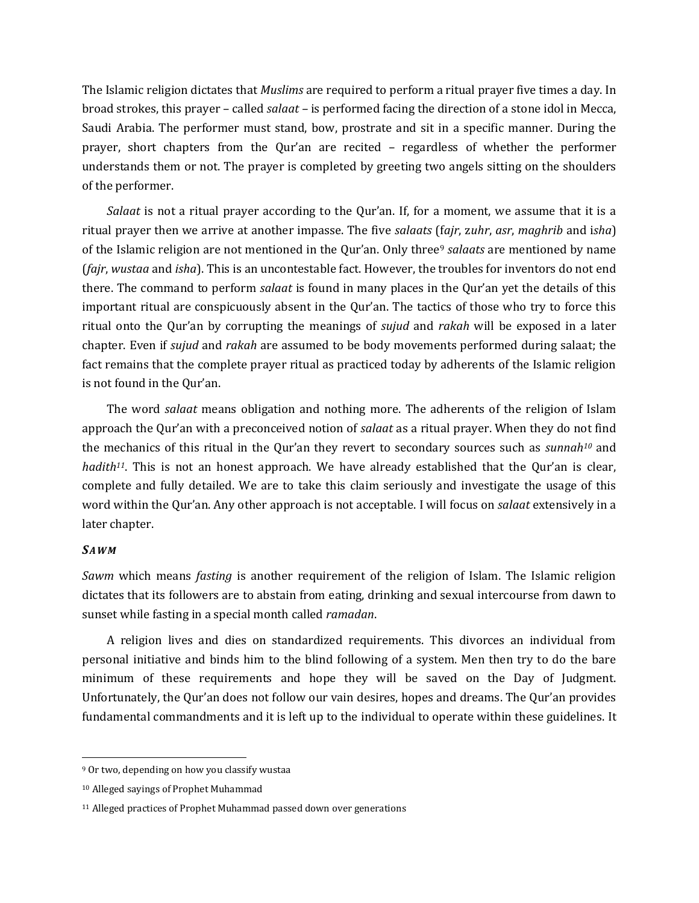The Islamic religion dictates that *Muslims* are required to perform a ritual prayer five times a day. In broad strokes, this prayer – called *salaat* – is performed facing the direction of a stone idol in Mecca, Saudi Arabia. The performer must stand, bow, prostrate and sit in a specific manner. During the prayer, short chapters from the Qur'an are recited – regardless of whether the performer understands them or not. The prayer is completed by greeting two angels sitting on the shoulders of the performer.

*Salaat* is not a ritual prayer according to the Qur'an. If, for a moment, we assume that it is a ritual prayer then we arrive at another impasse. The five *salaats* (f*ajr*, z*uhr*, *asr*, *maghrib* and i*sha*) of the Islamic religion are not mentioned in the Qur'an. Only three[9] *salaats* are mentioned by name (*fajr*, *wustaa* and *isha*). This is an uncontestable fact. However, the troubles for inventors do not end there. The command to perform *salaat* is found in many places in the Qur'an yet the details of this important ritual are conspicuously absent in the Qur'an. The tactics of those who try to force this ritual onto the Qur'an by corrupting the meanings of *sujud* and *rakah* will be exposed in a later chapter. Even if *sujud* and *rakah* are assumed to be body movements performed during salaat; the fact remains that the complete prayer ritual as practiced today by adherents of the Islamic religion is not found in the Qur'an.

The word *salaat* means obligation and nothing more. The adherents of the religion of Islam approach the Qur'an with a preconceived notion of *salaat* as a ritual prayer. When they do not find the mechanics of this ritual in the Qur'an they revert to secondary sources such as *sunnah*[10] and *hadith*[11]. This is not an honest approach. We have already established that the Qur'an is clear, complete and fully detailed. We are to take this claim seriously and investigate the usage of this word within the Qur'an. Any other approach is not acceptable. I will focus on *salaat* extensively in a later chapter.

### ***SAWM***

*Sawm* which means *fasting* is another requirement of the religion of Islam. The Islamic religion dictates that its followers are to abstain from eating, drinking and sexual intercourse from dawn to sunset while fasting in a special month called *ramadan*.

A religion lives and dies on standardized requirements. This divorces an individual from personal initiative and binds him to the blind following of a system. Men then try to do the bare minimum of these requirements and hope they will be saved on the Day of Judgment. Unfortunately, the Qur'an does not follow our vain desires, hopes and dreams. The Qur'an provides fundamental commandments and it is left up to the individual to operate within these guidelines. It

---

[9] Or two, depending on how you classify wustaa

[10] Alleged sayings of Prophet Muhammad

[11] Alleged practices of Prophet Muhammad passed down over generations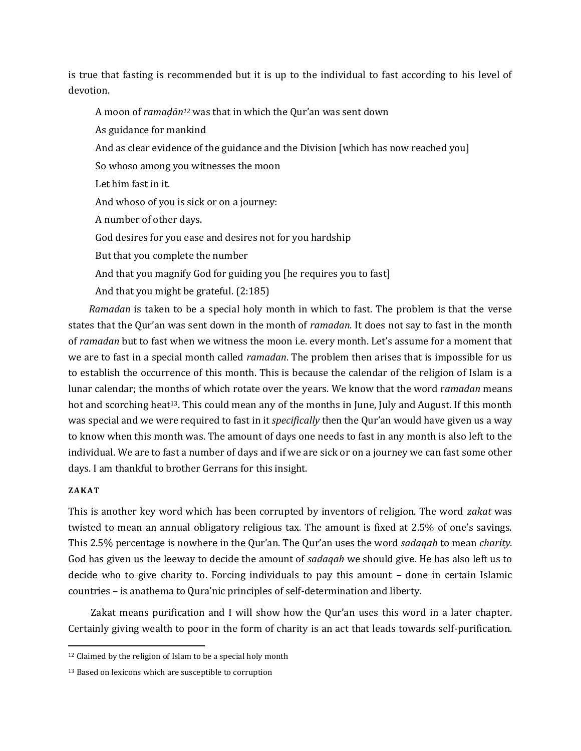is true that fasting is recommended but it is up to the individual to fast according to his level of devotion.

> A moon of *ramaḍān*[12] was that in which the Qur'an was sent down
> As guidance for mankind
> And as clear evidence of the guidance and the Division [which has now reached you]
> So whoso among you witnesses the moon
> Let him fast in it.
> And whoso of you is sick or on a journey:
> A number of other days.
> God desires for you ease and desires not for you hardship
> But that you complete the number
> And that you magnify God for guiding you [he requires you to fast]
> And that you might be grateful. (2:185)

*Ramadan* is taken to be a special holy month in which to fast. The problem is that the verse states that the Qur'an was sent down in the month of *ramadan*. It does not say to fast in the month of *ramadan* but to fast when we witness the moon i.e. every month. Let's assume for a moment that we are to fast in a special month called *ramadan*. The problem then arises that is impossible for us to establish the occurrence of this month. This is because the calendar of the religion of Islam is a lunar calendar; the months of which rotate over the years. We know that the word r*amadan* means hot and scorching heat[13]. This could mean any of the months in June, July and August. If this month was special and we were required to fast in it *specifically* then the Qur'an would have given us a way to know when this month was. The amount of days one needs to fast in any month is also left to the individual. We are to fast a number of days and if we are sick or on a journey we can fast some other days. I am thankful to brother Gerrans for this insight.

#### ZAKAT

This is another key word which has been corrupted by inventors of religion. The word *zakat* was twisted to mean an annual obligatory religious tax. The amount is fixed at 2.5% of one's savings. This 2.5% percentage is nowhere in the Qur'an. The Qur'an uses the word *sadaqah* to mean *charity*. God has given us the leeway to decide the amount of *sadaqah* we should give. He has also left us to decide who to give charity to. Forcing individuals to pay this amount – done in certain Islamic countries – is anathema to Qura'nic principles of self-determination and liberty.

Zakat means purification and I will show how the Qur'an uses this word in a later chapter. Certainly giving wealth to poor in the form of charity is an act that leads towards self-purification.

---

[12] Claimed by the religion of Islam to be a special holy month

[13] Based on lexicons which are susceptible to corruption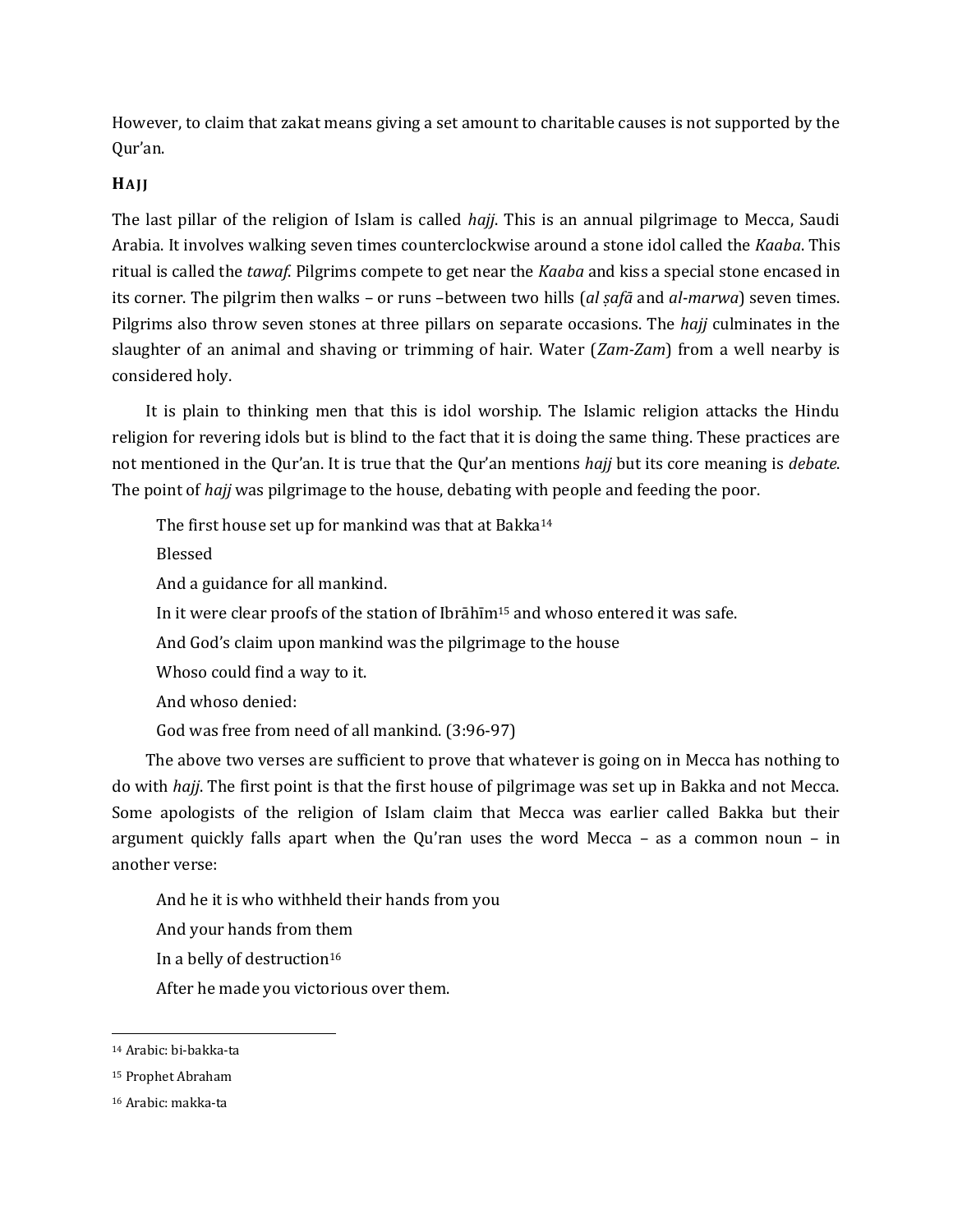However, to claim that zakat means giving a set amount to charitable causes is not supported by the Qur'an.

### HAJJ

The last pillar of the religion of Islam is called *hajj*. This is an annual pilgrimage to Mecca, Saudi Arabia. It involves walking seven times counterclockwise around a stone idol called the *Kaaba*. This ritual is called the *tawaf*. Pilgrims compete to get near the *Kaaba* and kiss a special stone encased in its corner. The pilgrim then walks – or runs –between two hills (*al ṣafā* and *al-marwa*) seven times. Pilgrims also throw seven stones at three pillars on separate occasions. The *hajj* culminates in the slaughter of an animal and shaving or trimming of hair. Water (*Zam-Zam*) from a well nearby is considered holy.

It is plain to thinking men that this is idol worship. The Islamic religion attacks the Hindu religion for revering idols but is blind to the fact that it is doing the same thing. These practices are not mentioned in the Qur'an. It is true that the Qur'an mentions *hajj* but its core meaning is *debate*. The point of *hajj* was pilgrimage to the house, debating with people and feeding the poor.

> The first house set up for mankind was that at Bakka[14]
>
> Blessed
>
> And a guidance for all mankind.
>
> In it were clear proofs of the station of Ibrāhīm[15] and whoso entered it was safe.
>
> And God's claim upon mankind was the pilgrimage to the house
>
> Whoso could find a way to it.
>
> And whoso denied:
>
> God was free from need of all mankind. (3:96-97)

The above two verses are sufficient to prove that whatever is going on in Mecca has nothing to do with *hajj*. The first point is that the first house of pilgrimage was set up in Bakka and not Mecca. Some apologists of the religion of Islam claim that Mecca was earlier called Bakka but their argument quickly falls apart when the Qu'ran uses the word Mecca – as a common noun – in another verse:

> And he it is who withheld their hands from you
>
> And your hands from them
>
> In a belly of destruction[16]
>
> After he made you victorious over them.

---

[14] Arabic: bi-bakka-ta

[15] Prophet Abraham

[16] Arabic: makka-ta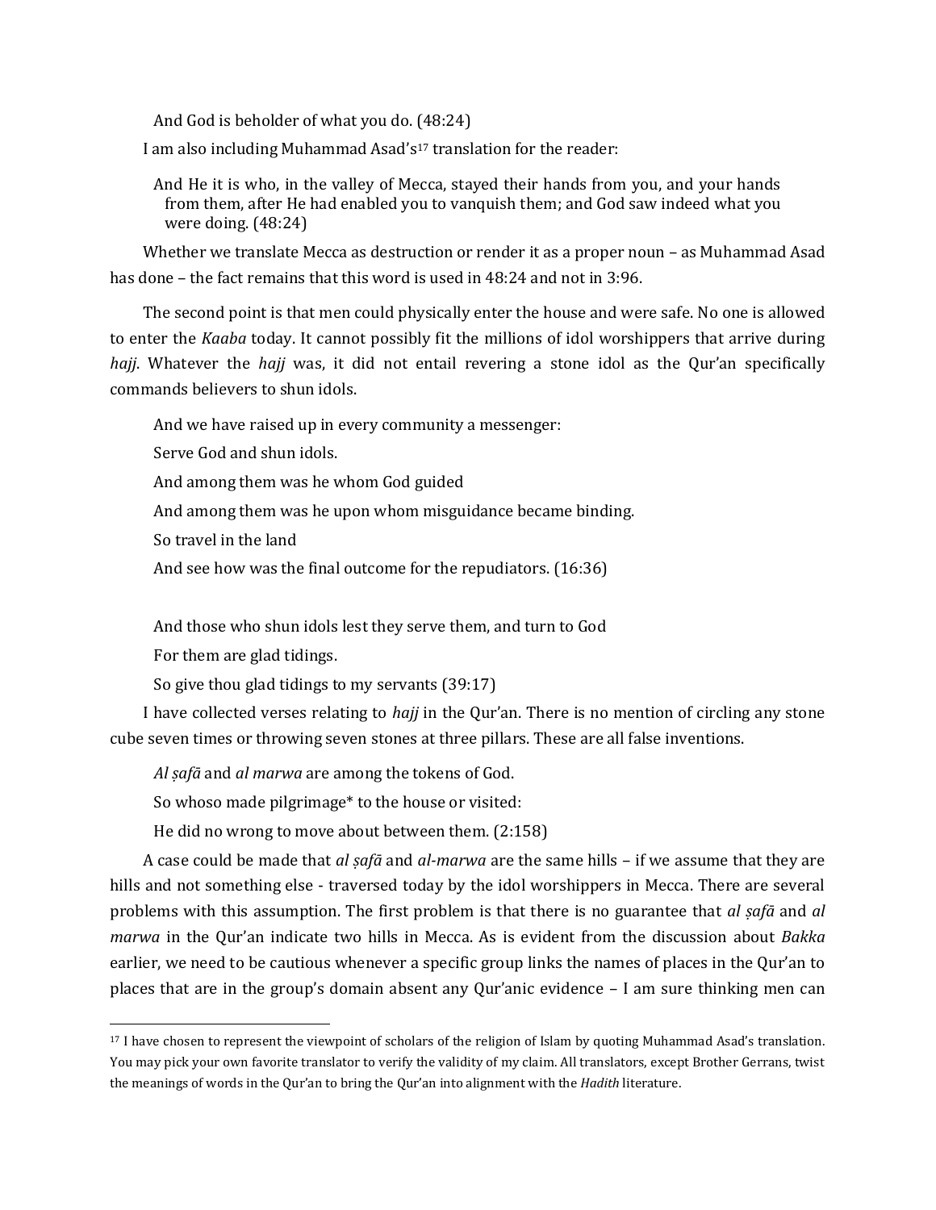And God is beholder of what you do. (48:24)

I am also including Muhammad Asad's[17] translation for the reader:

> And He it is who, in the valley of Mecca, stayed their hands from you, and your hands from them, after He had enabled you to vanquish them; and God saw indeed what you were doing. (48:24)

Whether we translate Mecca as destruction or render it as a proper noun – as Muhammad Asad has done – the fact remains that this word is used in 48:24 and not in 3:96.

The second point is that men could physically enter the house and were safe. No one is allowed to enter the *Kaaba* today. It cannot possibly fit the millions of idol worshippers that arrive during *hajj*. Whatever the *hajj* was, it did not entail revering a stone idol as the Qur'an specifically commands believers to shun idols.

> And we have raised up in every community a messenger:
>
> Serve God and shun idols.
>
> And among them was he whom God guided
>
> And among them was he upon whom misguidance became binding.
>
> So travel in the land
>
> And see how was the final outcome for the repudiators. (16:36)

> And those who shun idols lest they serve them, and turn to God
>
> For them are glad tidings.
>
> So give thou glad tidings to my servants (39:17)

I have collected verses relating to *hajj* in the Qur'an. There is no mention of circling any stone cube seven times or throwing seven stones at three pillars. These are all false inventions.

> *Al ṣafā* and *al marwa* are among the tokens of God.
>
> So whoso made pilgrimage* to the house or visited:
>
> He did no wrong to move about between them. (2:158)

A case could be made that *al ṣafā* and *al-marwa* are the same hills – if we assume that they are hills and not something else - traversed today by the idol worshippers in Mecca. There are several problems with this assumption. The first problem is that there is no guarantee that *al ṣafā* and *al marwa* in the Qur'an indicate two hills in Mecca. As is evident from the discussion about *Bakka* earlier, we need to be cautious whenever a specific group links the names of places in the Qur'an to places that are in the group's domain absent any Qur'anic evidence – I am sure thinking men can

---

[17] I have chosen to represent the viewpoint of scholars of the religion of Islam by quoting Muhammad Asad's translation. You may pick your own favorite translator to verify the validity of my claim. All translators, except Brother Gerrans, twist the meanings of words in the Qur'an to bring the Qur'an into alignment with the *Hadith* literature.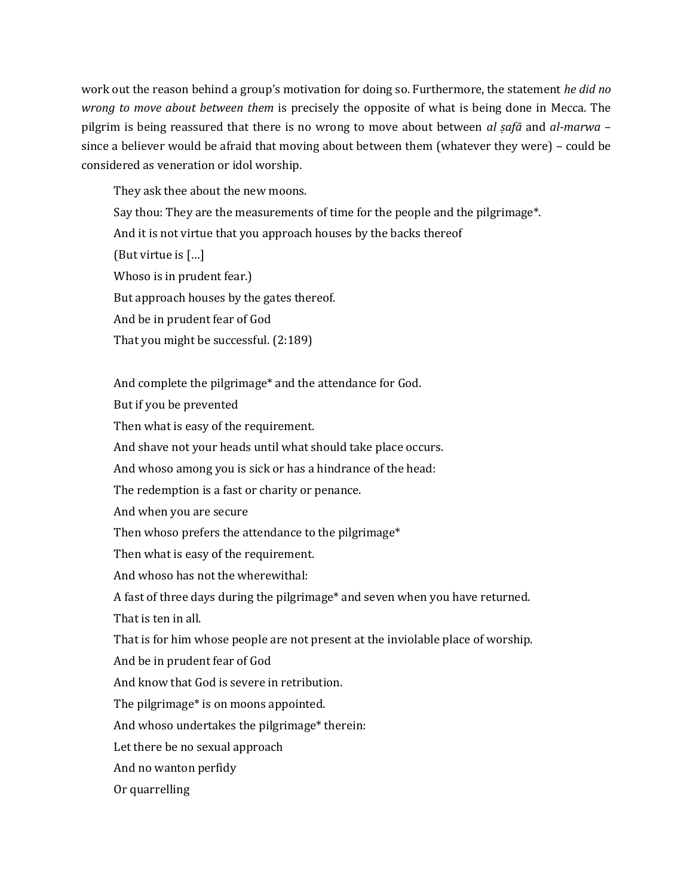work out the reason behind a group's motivation for doing so. Furthermore, the statement *he did no wrong to move about between them* is precisely the opposite of what is being done in Mecca. The pilgrim is being reassured that there is no wrong to move about between *al ṣafā* and *al-marwa* – since a believer would be afraid that moving about between them (whatever they were) – could be considered as veneration or idol worship.

> They ask thee about the new moons.
> Say thou: They are the measurements of time for the people and the pilgrimage*.
> And it is not virtue that you approach houses by the backs thereof
> (But virtue is […]
> Whoso is in prudent fear.)
> But approach houses by the gates thereof.
> And be in prudent fear of God
> That you might be successful. (2:189)

> And complete the pilgrimage* and the attendance for God.
> But if you be prevented
> Then what is easy of the requirement.
> And shave not your heads until what should take place occurs.
> And whoso among you is sick or has a hindrance of the head:
> The redemption is a fast or charity or penance.
> And when you are secure
> Then whoso prefers the attendance to the pilgrimage*
> Then what is easy of the requirement.
> And whoso has not the wherewithal:
> A fast of three days during the pilgrimage* and seven when you have returned.
> That is ten in all.
> That is for him whose people are not present at the inviolable place of worship.
> And be in prudent fear of God
> And know that God is severe in retribution.
> The pilgrimage* is on moons appointed.
> And whoso undertakes the pilgrimage* therein:
> Let there be no sexual approach
> And no wanton perfidy
> Or quarrelling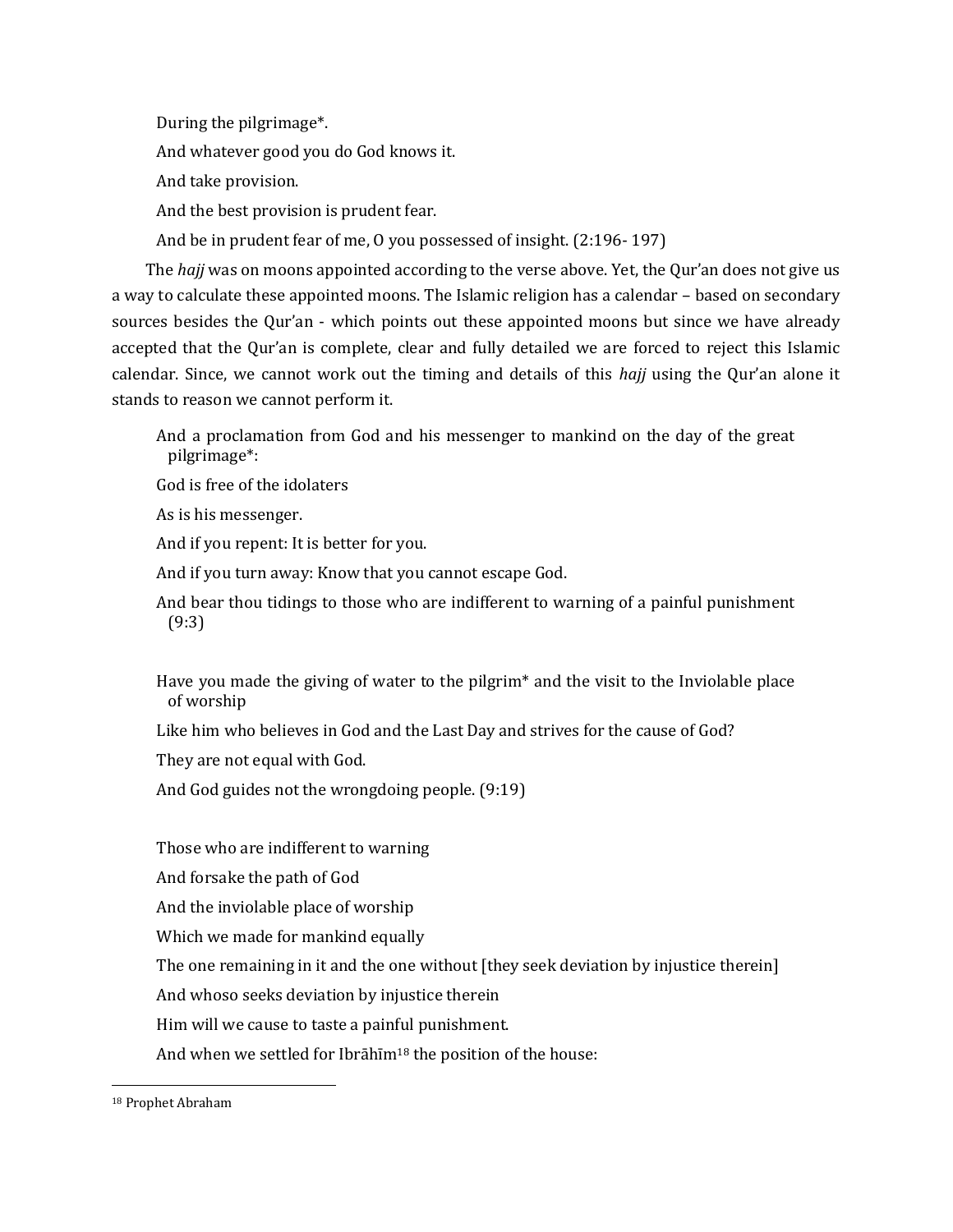During the pilgrimage*.

And whatever good you do God knows it.

And take provision.

And the best provision is prudent fear.

And be in prudent fear of me, O you possessed of insight. (2:196- 197)

The *hajj* was on moons appointed according to the verse above. Yet, the Qur'an does not give us a way to calculate these appointed moons. The Islamic religion has a calendar – based on secondary sources besides the Qur'an - which points out these appointed moons but since we have already accepted that the Qur'an is complete, clear and fully detailed we are forced to reject this Islamic calendar. Since, we cannot work out the timing and details of this *hajj* using the Qur'an alone it stands to reason we cannot perform it.

And a proclamation from God and his messenger to mankind on the day of the great pilgrimage*:

God is free of the idolaters

As is his messenger.

And if you repent: It is better for you.

And if you turn away: Know that you cannot escape God.

And bear thou tidings to those who are indifferent to warning of a painful punishment (9:3)

Have you made the giving of water to the pilgrim* and the visit to the Inviolable place of worship

Like him who believes in God and the Last Day and strives for the cause of God?

They are not equal with God.

And God guides not the wrongdoing people. (9:19)

Those who are indifferent to warning

And forsake the path of God

And the inviolable place of worship

Which we made for mankind equally

The one remaining in it and the one without [they seek deviation by injustice therein]

And whoso seeks deviation by injustice therein

Him will we cause to taste a painful punishment.

And when we settled for Ibrāhīm[18] the position of the house:

---

[18] Prophet Abraham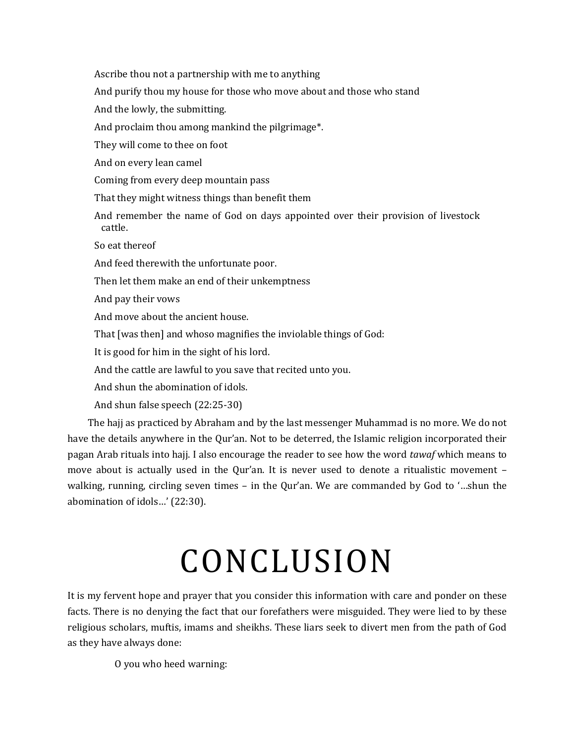Ascribe thou not a partnership with me to anything

And purify thou my house for those who move about and those who stand

And the lowly, the submitting.

And proclaim thou among mankind the pilgrimage*.

They will come to thee on foot

And on every lean camel

Coming from every deep mountain pass

That they might witness things than benefit them

And remember the name of God on days appointed over their provision of livestock cattle.

So eat thereof

And feed therewith the unfortunate poor.

Then let them make an end of their unkemptness

And pay their vows

And move about the ancient house.

That [was then] and whoso magnifies the inviolable things of God:

It is good for him in the sight of his lord.

And the cattle are lawful to you save that recited unto you.

And shun the abomination of idols.

And shun false speech (22:25-30)

The hajj as practiced by Abraham and by the last messenger Muhammad is no more. We do not have the details anywhere in the Qur'an. Not to be deterred, the Islamic religion incorporated their pagan Arab rituals into hajj. I also encourage the reader to see how the word *tawaf* which means to move about is actually used in the Qur'an. It is never used to denote a ritualistic movement – walking, running, circling seven times – in the Qur'an. We are commanded by God to '…shun the abomination of idols…' (22:30).

# CONCLUSION

It is my fervent hope and prayer that you consider this information with care and ponder on these facts. There is no denying the fact that our forefathers were misguided. They were lied to by these religious scholars, muftis, imams and sheikhs. These liars seek to divert men from the path of God as they have always done:

O you who heed warning: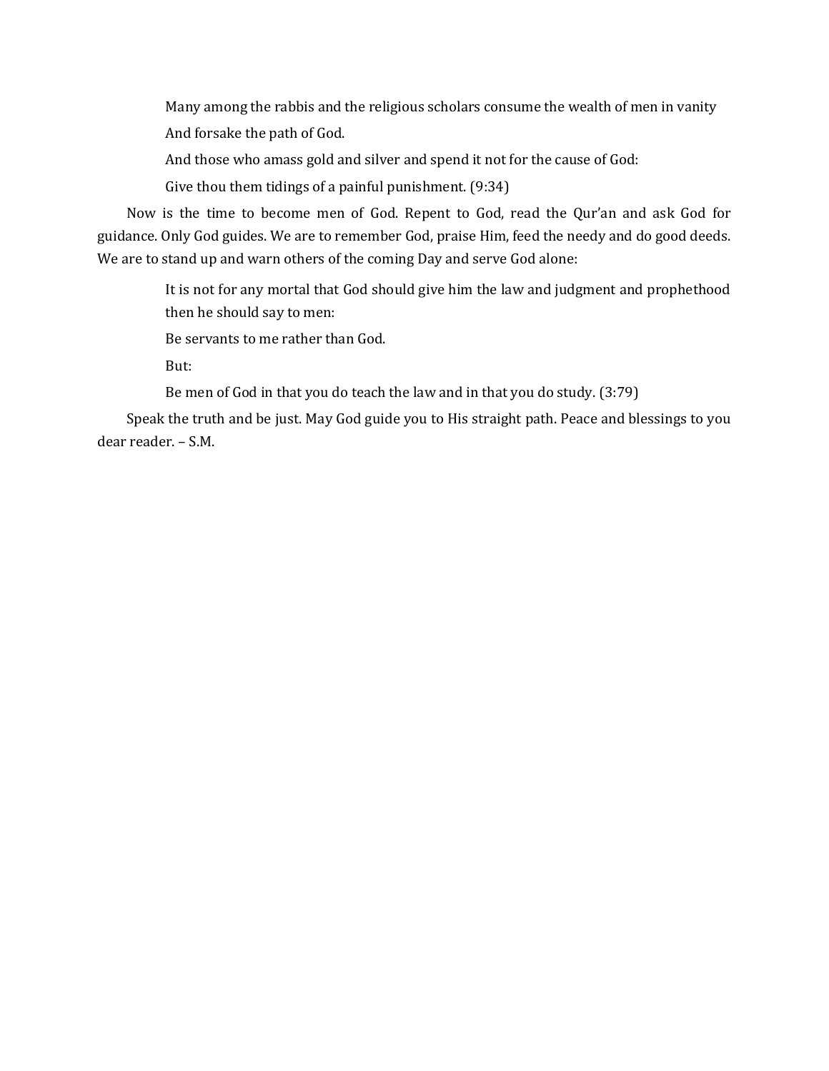> Many among the rabbis and the religious scholars consume the wealth of men in vanity
>
> And forsake the path of God.
>
> And those who amass gold and silver and spend it not for the cause of God:
>
> Give thou them tidings of a painful punishment. (9:34)

Now is the time to become men of God. Repent to God, read the Qur'an and ask God for guidance. Only God guides. We are to remember God, praise Him, feed the needy and do good deeds. We are to stand up and warn others of the coming Day and serve God alone:

> It is not for any mortal that God should give him the law and judgment and prophethood then he should say to men:
>
> Be servants to me rather than God.
>
> But:
>
> Be men of God in that you do teach the law and in that you do study. (3:79)

Speak the truth and be just. May God guide you to His straight path. Peace and blessings to you dear reader. – S.M.